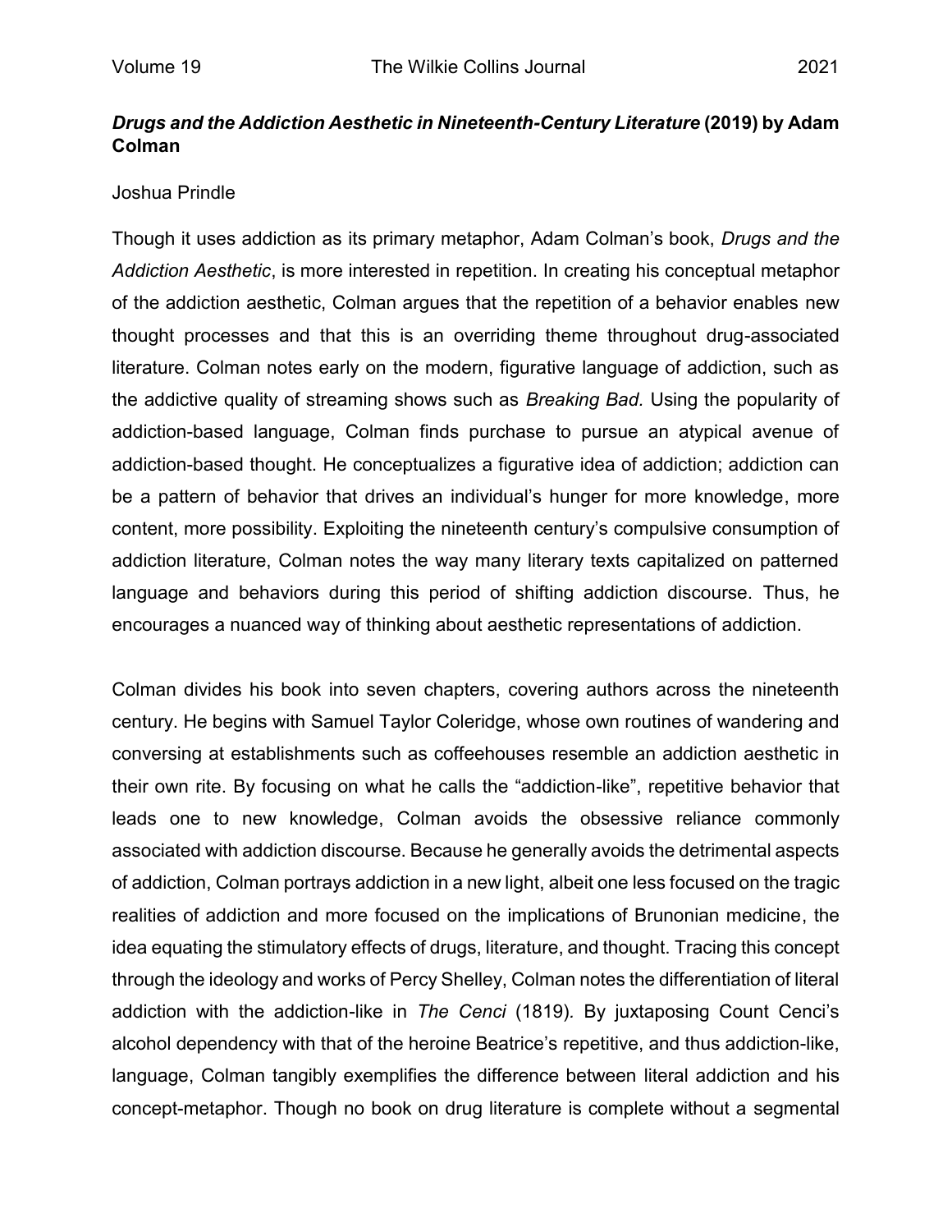## ***Drugs and the Addiction Aesthetic in Nineteenth-Century Literature* (2019) by Adam Colman**

Joshua Prindle

Though it uses addiction as its primary metaphor, Adam Colman's book, *Drugs and the Addiction Aesthetic*, is more interested in repetition. In creating his conceptual metaphor of the addiction aesthetic, Colman argues that the repetition of a behavior enables new thought processes and that this is an overriding theme throughout drug-associated literature. Colman notes early on the modern, figurative language of addiction, such as the addictive quality of streaming shows such as *Breaking Bad*. Using the popularity of addiction-based language, Colman finds purchase to pursue an atypical avenue of addiction-based thought. He conceptualizes a figurative idea of addiction; addiction can be a pattern of behavior that drives an individual's hunger for more knowledge, more content, more possibility. Exploiting the nineteenth century's compulsive consumption of addiction literature, Colman notes the way many literary texts capitalized on patterned language and behaviors during this period of shifting addiction discourse. Thus, he encourages a nuanced way of thinking about aesthetic representations of addiction.

Colman divides his book into seven chapters, covering authors across the nineteenth century. He begins with Samuel Taylor Coleridge, whose own routines of wandering and conversing at establishments such as coffeehouses resemble an addiction aesthetic in their own rite. By focusing on what he calls the "addiction-like", repetitive behavior that leads one to new knowledge, Colman avoids the obsessive reliance commonly associated with addiction discourse. Because he generally avoids the detrimental aspects of addiction, Colman portrays addiction in a new light, albeit one less focused on the tragic realities of addiction and more focused on the implications of Brunonian medicine, the idea equating the stimulatory effects of drugs, literature, and thought. Tracing this concept through the ideology and works of Percy Shelley, Colman notes the differentiation of literal addiction with the addiction-like in *The Cenci* (1819). By juxtaposing Count Cenci's alcohol dependency with that of the heroine Beatrice's repetitive, and thus addiction-like, language, Colman tangibly exemplifies the difference between literal addiction and his concept-metaphor. Though no book on drug literature is complete without a segmental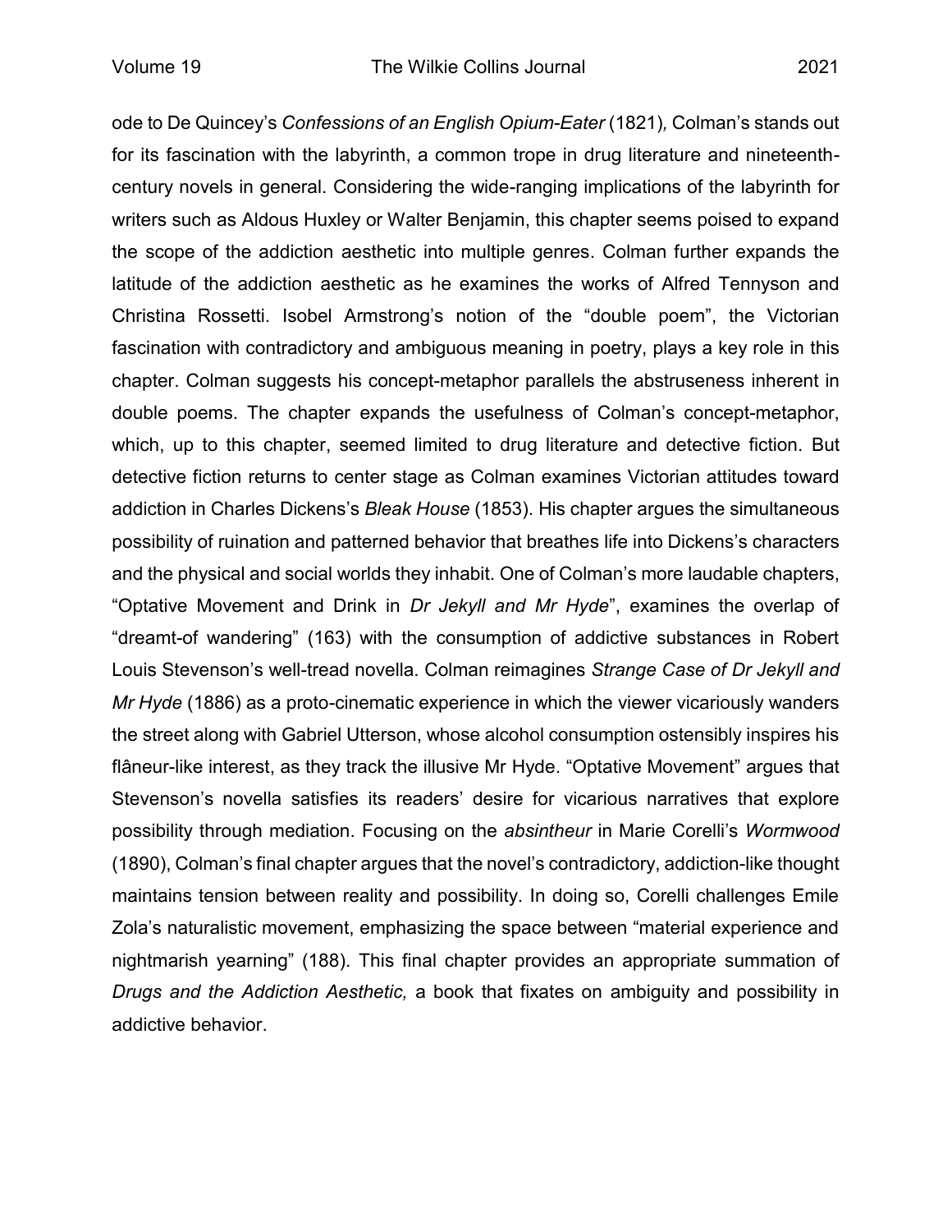ode to De Quincey's *Confessions of an English Opium-Eater* (1821)*,* Colman's stands out for its fascination with the labyrinth, a common trope in drug literature and nineteenth-century novels in general. Considering the wide-ranging implications of the labyrinth for writers such as Aldous Huxley or Walter Benjamin, this chapter seems poised to expand the scope of the addiction aesthetic into multiple genres. Colman further expands the latitude of the addiction aesthetic as he examines the works of Alfred Tennyson and Christina Rossetti. Isobel Armstrong's notion of the "double poem", the Victorian fascination with contradictory and ambiguous meaning in poetry, plays a key role in this chapter. Colman suggests his concept-metaphor parallels the abstruseness inherent in double poems. The chapter expands the usefulness of Colman's concept-metaphor, which, up to this chapter, seemed limited to drug literature and detective fiction. But detective fiction returns to center stage as Colman examines Victorian attitudes toward addiction in Charles Dickens's *Bleak House* (1853). His chapter argues the simultaneous possibility of ruination and patterned behavior that breathes life into Dickens's characters and the physical and social worlds they inhabit. One of Colman's more laudable chapters, "Optative Movement and Drink in *Dr Jekyll and Mr Hyde*", examines the overlap of "dreamt-of wandering" (163) with the consumption of addictive substances in Robert Louis Stevenson's well-tread novella. Colman reimagines *Strange Case of Dr Jekyll and Mr Hyde* (1886) as a proto-cinematic experience in which the viewer vicariously wanders the street along with Gabriel Utterson, whose alcohol consumption ostensibly inspires his flâneur-like interest, as they track the illusive Mr Hyde. "Optative Movement" argues that Stevenson's novella satisfies its readers' desire for vicarious narratives that explore possibility through mediation. Focusing on the *absintheur* in Marie Corelli's *Wormwood* (1890), Colman's final chapter argues that the novel's contradictory, addiction-like thought maintains tension between reality and possibility. In doing so, Corelli challenges Emile Zola's naturalistic movement, emphasizing the space between "material experience and nightmarish yearning" (188). This final chapter provides an appropriate summation of *Drugs and the Addiction Aesthetic,* a book that fixates on ambiguity and possibility in addictive behavior.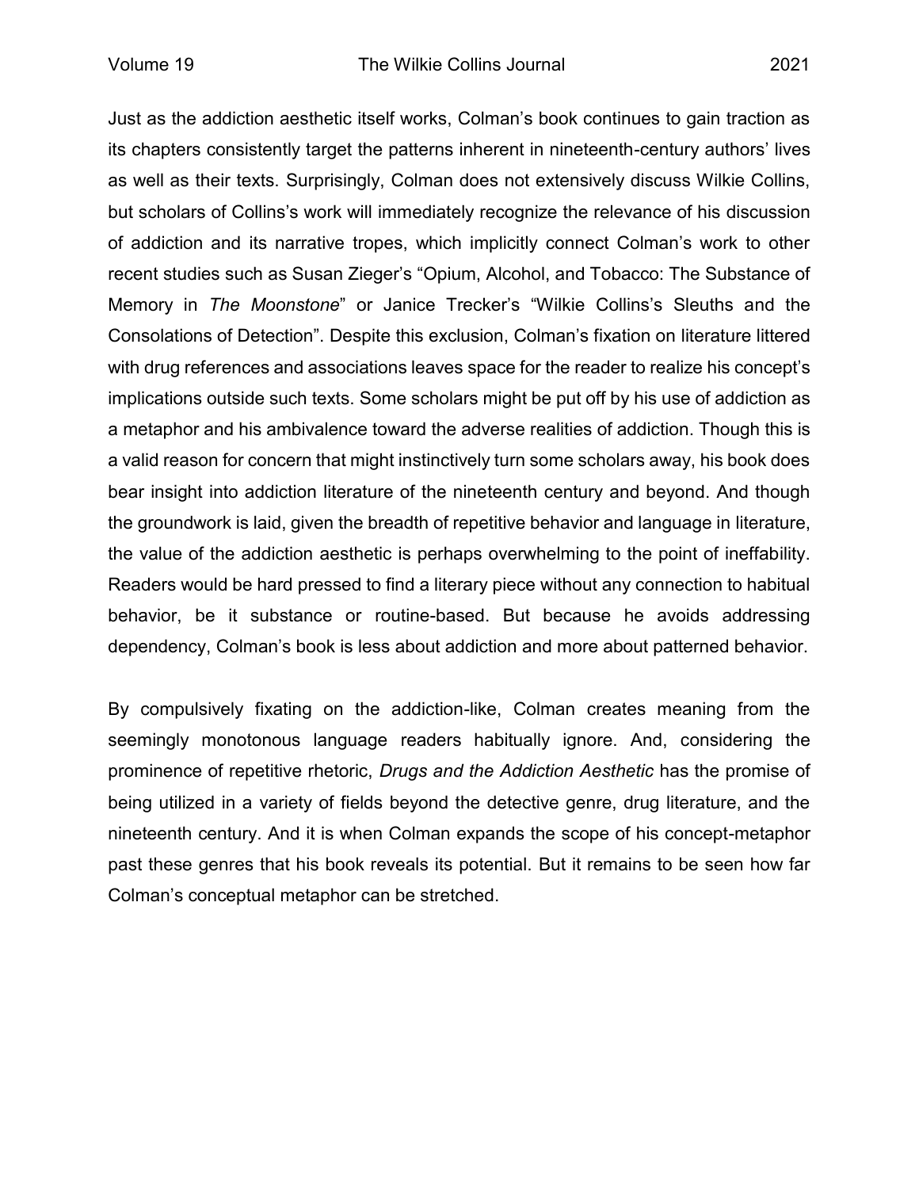Just as the addiction aesthetic itself works, Colman's book continues to gain traction as its chapters consistently target the patterns inherent in nineteenth-century authors' lives as well as their texts. Surprisingly, Colman does not extensively discuss Wilkie Collins, but scholars of Collins's work will immediately recognize the relevance of his discussion of addiction and its narrative tropes, which implicitly connect Colman's work to other recent studies such as Susan Zieger's "Opium, Alcohol, and Tobacco: The Substance of Memory in *The Moonstone*" or Janice Trecker's "Wilkie Collins's Sleuths and the Consolations of Detection". Despite this exclusion, Colman's fixation on literature littered with drug references and associations leaves space for the reader to realize his concept's implications outside such texts. Some scholars might be put off by his use of addiction as a metaphor and his ambivalence toward the adverse realities of addiction. Though this is a valid reason for concern that might instinctively turn some scholars away, his book does bear insight into addiction literature of the nineteenth century and beyond. And though the groundwork is laid, given the breadth of repetitive behavior and language in literature, the value of the addiction aesthetic is perhaps overwhelming to the point of ineffability. Readers would be hard pressed to find a literary piece without any connection to habitual behavior, be it substance or routine-based. But because he avoids addressing dependency, Colman's book is less about addiction and more about patterned behavior.

By compulsively fixating on the addiction-like, Colman creates meaning from the seemingly monotonous language readers habitually ignore. And, considering the prominence of repetitive rhetoric, *Drugs and the Addiction Aesthetic* has the promise of being utilized in a variety of fields beyond the detective genre, drug literature, and the nineteenth century. And it is when Colman expands the scope of his concept-metaphor past these genres that his book reveals its potential. But it remains to be seen how far Colman's conceptual metaphor can be stretched.